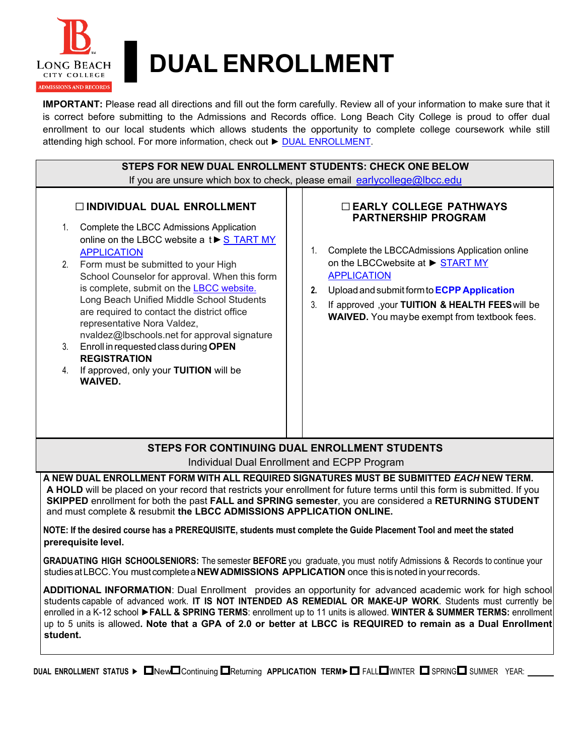LONG BEACH CITY COLLEGE
ADMISSIONS AND RECORDS

# DUAL ENROLLMENT

**IMPORTANT:** Please read all directions and fill out the form carefully. Review all of your information to make sure that it is correct before submitting to the Admissions and Records office. Long Beach City College is proud to offer dual enrollment to our local students which allows students the opportunity to complete college coursework while still attending high school. For more information, check out ► DUAL ENROLLMENT.

## STEPS FOR NEW DUAL ENROLLMENT STUDENTS: CHECK ONE BELOW

If you are unsure which box to check, please email earlycollege@lbcc.edu

### ☐ INDIVIDUAL DUAL ENROLLMENT

1. Complete the LBCC Admissions Application online on the LBCC website a t ► S TART MY APPLICATION
2. Form must be submitted to your High School Counselor for approval. When this form is complete, submit on the LBCC website. Long Beach Unified Middle School Students are required to contact the district office representative Nora Valdez, nvaldez@lbschools.net for approval signature
3. Enroll in requested class during **OPEN REGISTRATION**
4. If approved, only your **TUITION** will be **WAIVED.**

### ☐ EARLY COLLEGE PATHWAYS PARTNERSHIP PROGRAM

1. Complete the LBCCAdmissions Application online on the LBCCwebsite at ► START MY APPLICATION
2. Upload and submit form to **ECPP Application**
3. If approved ,your **TUITION & HEALTH FEES** will be **WAIVED.** You maybe exempt from textbook fees.

## STEPS FOR CONTINUING DUAL ENROLLMENT STUDENTS

Individual Dual Enrollment and ECPP Program

**A NEW DUAL ENROLLMENT FORM WITH ALL REQUIRED SIGNATURES MUST BE SUBMITTED *EACH* NEW TERM.** **A HOLD** will be placed on your record that restricts your enrollment for future terms until this form is submitted. If you **SKIPPED** enrollment for both the past **FALL and SPRING semester**, you are considered a **RETURNING STUDENT** and must complete & resubmit **the LBCC ADMISSIONS APPLICATION ONLINE.**

**NOTE: If the desired course has a PREREQUISITE, students must complete the Guide Placement Tool and meet the stated prerequisite level.**

**GRADUATING HIGH SCHOOLSENIORS:** The semester **BEFORE** you graduate, you must notify Admissions & Records to continue your studies at LBCC. You must complete a **NEW ADMISSIONS APPLICATION** once this is noted in your records.

**ADDITIONAL INFORMATION**: Dual Enrollment provides an opportunity for advanced academic work for high school students capable of advanced work. **IT IS NOT INTENDED AS REMEDIAL OR MAKE-UP WORK**. Students must currently be enrolled in a K-12 school ►**FALL & SPRING TERMS**: enrollment up to 11 units is allowed. **WINTER & SUMMER TERMS:** enrollment up to 5 units is allowed**. Note that a GPA of 2.0 or better at LBCC is REQUIRED to remain as a Dual Enrollment student.**

**DUAL ENROLLMENT STATUS ►** ☐ New ☐ Continuing ☐ Returning **APPLICATION TERM►** ☐ FALL ☐ WINTER ☐ SPRING ☐ SUMMER YEAR: ______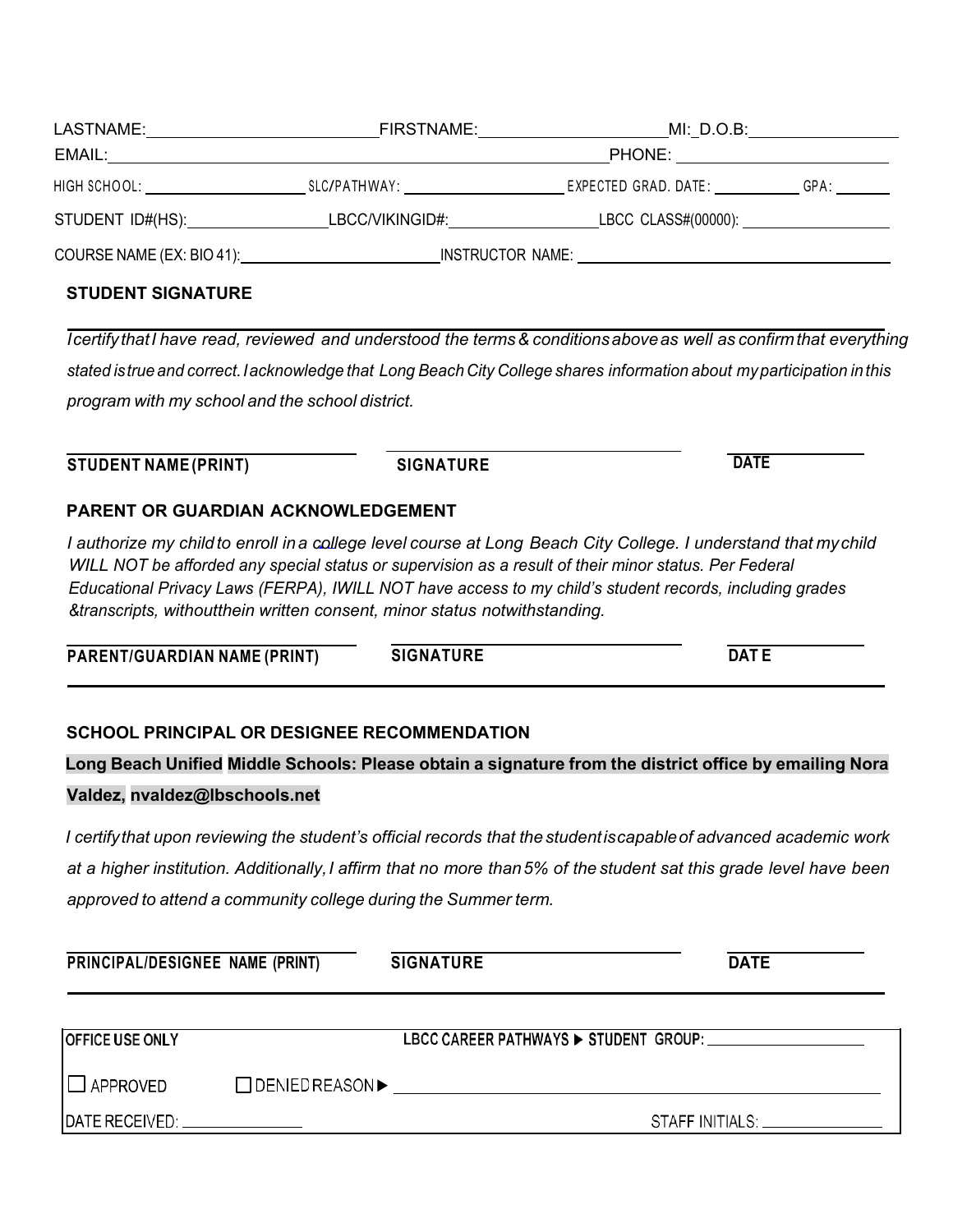LASTNAME:\_\_\_\_\_\_\_\_\_\_\_\_\_\_\_\_\_\_\_\_\_\_\_\_\_\_FIRSTNAME:\_\_\_\_\_\_\_\_\_\_\_\_\_\_\_\_\_\_\_\_\_\_MI:\_D.O.B:\_\_\_\_\_\_\_\_\_\_\_\_\_\_\_\_\_

EMAIL:\_\_\_\_\_\_\_\_\_\_\_\_\_\_\_\_\_\_\_\_\_\_\_\_\_\_\_\_\_\_\_\_\_\_\_\_\_\_\_\_\_\_\_\_\_\_\_\_\_\_\_\_\_\_PHONE: \_\_\_\_\_\_\_\_\_\_\_\_\_\_\_\_\_\_\_\_\_\_\_\_\_

HIGH SCHOOL: \_\_\_\_\_\_\_\_\_\_\_\_\_\_\_\_\_\_\_\_\_ SLC/PATHWAY: \_\_\_\_\_\_\_\_\_\_\_\_\_\_\_\_\_\_\_\_\_ EXPECTED GRAD. DATE: \_\_\_\_\_\_\_\_\_\_\_\_ GPA: \_\_\_\_\_\_\_

STUDENT ID#(HS):\_\_\_\_\_\_\_\_\_\_\_\_\_\_\_\_\_\_LBCC/VIKINGID#:\_\_\_\_\_\_\_\_\_\_\_\_\_\_\_\_\_\_\_LBCC CLASS#(00000): \_\_\_\_\_\_\_\_\_\_\_\_\_\_\_\_\_\_\_\_

COURSE NAME (EX: BIO 41):\_\_\_\_\_\_\_\_\_\_\_\_\_\_\_\_\_\_\_\_\_\_\_\_\_\_INSTRUCTOR NAME: \_\_\_\_\_\_\_\_\_\_\_\_\_\_\_\_\_\_\_\_\_\_\_\_\_\_\_\_\_\_\_\_\_\_\_\_\_\_\_\_\_\_\_

**STUDENT SIGNATURE**

*I certify that I have read, reviewed and understood the terms & conditions above as well as confirm that everything stated is true and correct. I acknowledge that Long Beach City College shares information about my participation in this program with my school and the school district.*

\_\_\_\_\_\_\_\_\_\_\_\_\_\_\_\_\_\_\_\_\_\_\_\_\_\_\_\_\_\_\_\_\_ \_\_\_\_\_\_\_\_\_\_\_\_\_\_\_\_\_\_\_\_\_\_\_\_\_\_\_\_\_\_\_\_\_ \_\_\_\_\_\_\_\_\_\_\_\_\_\_\_

**STUDENT NAME (PRINT)** **SIGNATURE** **DATE**

**PARENT OR GUARDIAN ACKNOWLEDGEMENT**

*I authorize my child to enroll in a college level course at Long Beach City College. I understand that my child WILL NOT be afforded any special status or supervision as a result of their minor status. Per Federal Educational Privacy Laws (FERPA), I WILL NOT have access to my child's student records, including grades &transcripts, without their written consent, minor status notwithstanding.*

\_\_\_\_\_\_\_\_\_\_\_\_\_\_\_\_\_\_\_\_\_\_\_\_\_\_\_\_\_\_\_\_\_ \_\_\_\_\_\_\_\_\_\_\_\_\_\_\_\_\_\_\_\_\_\_\_\_\_\_\_\_\_\_\_\_\_ \_\_\_\_\_\_\_\_\_\_\_\_\_\_\_

**PARENT/GUARDIAN NAME (PRINT)** **SIGNATURE** **DATE**

**SCHOOL PRINCIPAL OR DESIGNEE RECOMMENDATION**

**Long Beach Unified Middle Schools: Please obtain a signature from the district office by emailing Nora Valdez, nvaldez@lbschools.net**

*I certify that upon reviewing the student's official records that the student is capable of advanced academic work at a higher institution. Additionally, I affirm that no more than 5% of the student sat this grade level have been approved to attend a community college during the Summer term.*

\_\_\_\_\_\_\_\_\_\_\_\_\_\_\_\_\_\_\_\_\_\_\_\_\_\_\_\_\_\_\_\_\_ \_\_\_\_\_\_\_\_\_\_\_\_\_\_\_\_\_\_\_\_\_\_\_\_\_\_\_\_\_\_\_\_\_ \_\_\_\_\_\_\_\_\_\_\_\_\_\_\_

**PRINCIPAL/DESIGNEE NAME (PRINT)** **SIGNATURE** **DATE**

| | |
|---|---|
| **OFFICE USE ONLY** | **LBCC CAREER PATHWAYS ▶ STUDENT GROUP:** \_\_\_\_\_\_\_\_\_\_\_\_\_\_\_\_\_\_\_ |
| ☐ APPROVED | ☐ DENIED REASON ▶ \_\_\_\_\_\_\_\_\_\_\_\_\_\_\_\_\_\_\_\_\_\_\_\_\_\_\_\_\_\_\_\_\_\_\_\_\_\_\_\_\_\_\_\_ |
| DATE RECEIVED: \_\_\_\_\_\_\_\_\_\_\_\_\_\_\_ | STAFF INITIALS: \_\_\_\_\_\_\_\_\_\_\_\_\_\_\_ |